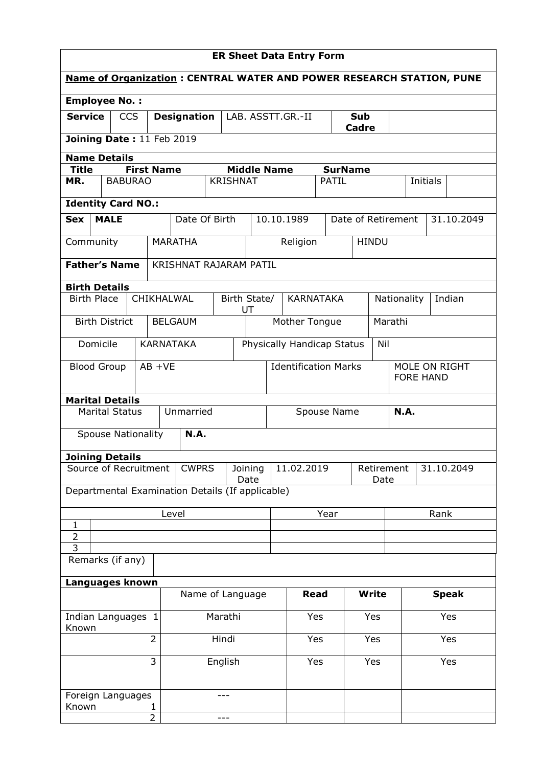# ER Sheet Data Entry Form

**Name of Organization : CENTRAL WATER AND POWER RESEARCH STATION, PUNE**

**Employee No. :**

| **Service** | CCS | **Designation** | LAB. ASSTT.GR.-II | **Sub Cadre** | |
|---|---|---|---|---|---|

**Joining Date :** 11 Feb 2019

## Name Details

| Title | First Name | Middle Name | SurName | Initials | |
|---|---|---|---|---|---|
| MR. | BABURAO | KRISHNAT | PATIL | | |

**Identity Card NO.:**

| **Sex** | **MALE** | Date Of Birth | 10.10.1989 | Date of Retirement | 31.10.2049 |
|---|---|---|---|---|---|
| Community | MARATHA | Religion | HINDU | | |

| **Father's Name** | KRISHNAT RAJARAM PATIL |
|---|---|

## Birth Details

| Birth Place | CHIKHALWAL | Birth State/ UT | KARNATAKA | Nationality | Indian |
|---|---|---|---|---|---|
| Birth District | BELGAUM | Mother Tongue | Marathi | | |
| Domicile | KARNATAKA | Physically Handicap Status | Nil | | |
| Blood Group | AB +VE | Identification Marks | MOLE ON RIGHT FORE HAND | | |

## Marital Details

| Marital Status | Unmarried | Spouse Name | **N.A.** |
|---|---|---|---|
| Spouse Nationality | **N.A.** | | |

## Joining Details

| Source of Recruitment | CWPRS | Joining Date | 11.02.2019 | Retirement Date | 31.10.2049 |
|---|---|---|---|---|---|

Departmental Examination Details (If applicable)

| | Level | Year | Rank |
|---|---|---|---|
| 1 | | | |
| 2 | | | |
| 3 | | | |

Remarks (if any)

## Languages known

| | | Name of Language | **Read** | **Write** | **Speak** |
|---|---|---|---|---|---|
| Indian Languages Known | 1 | Marathi | Yes | Yes | Yes |
| | 2 | Hindi | Yes | Yes | Yes |
| | 3 | English | Yes | Yes | Yes |
| Foreign Languages Known | 1 | --- | | | |
| | 2 | --- | | | |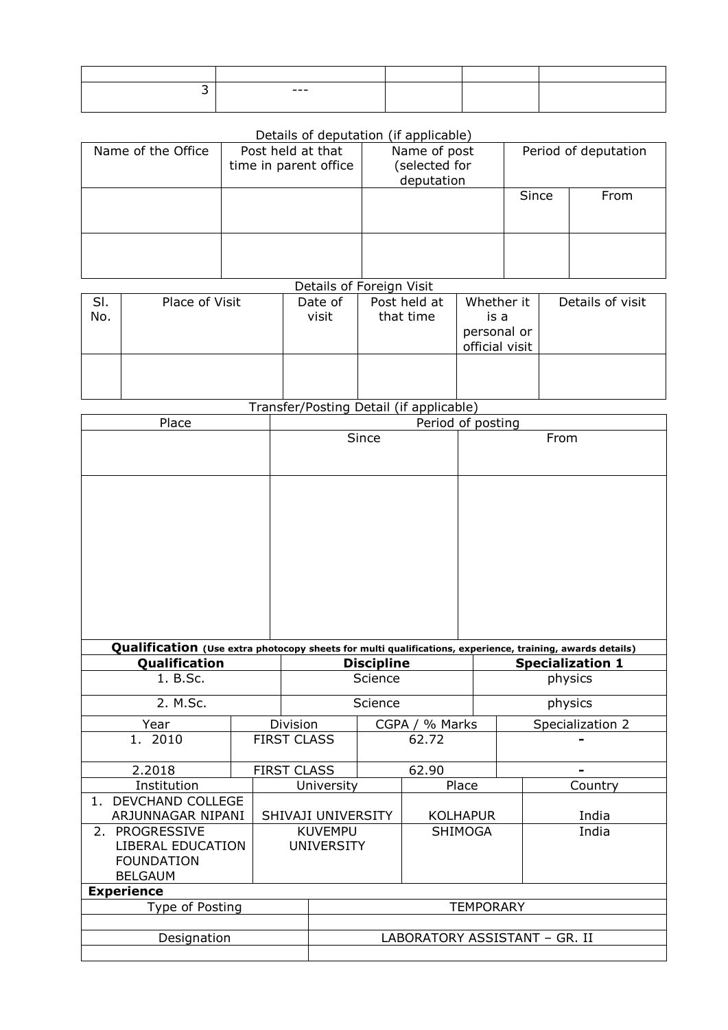| | | | | |
|---|---|---|---|---|
| 3 | --- | | | |

Details of deputation (if applicable)

| Name of the Office | Post held at that time in parent office | Name of post (selected for deputation | Period of deputation | |
|---|---|---|---|---|
| | | | Since | From |
| | | | | |

Details of Foreign Visit

| Sl. No. | Place of Visit | Date of visit | Post held at that time | Whether it is a personal or official visit | Details of visit |
|---|---|---|---|---|---|
| | | | | | |

Transfer/Posting Detail (if applicable)

| Place | Period of posting | |
|---|---|---|
| | Since | From |
| | | |

**Qualification** **(Use extra photocopy sheets for multi qualifications, experience, training, awards details)**

| **Qualification** | **Discipline** | **Specialization 1** |
|---|---|---|
| 1. B.Sc. | Science | physics |
| 2. M.Sc. | Science | physics |

| Year | Division | CGPA / % Marks | Specialization 2 |
|---|---|---|---|
| 1. 2010 | FIRST CLASS | 62.72 | - |
| 2.2018 | FIRST CLASS | 62.90 | - |

| Institution | University | Place | Country |
|---|---|---|---|
| 1. DEVCHAND COLLEGE ARJUNNAGAR NIPANI | SHIVAJI UNIVERSITY | KOLHAPUR | India |
| 2. PROGRESSIVE LIBERAL EDUCATION FOUNDATION BELGAUM | KUVEMPU UNIVERSITY | SHIMOGA | India |

**Experience**

| Type of Posting | TEMPORARY |
|---|---|
| | |
| Designation | LABORATORY ASSISTANT – GR. II |
| | |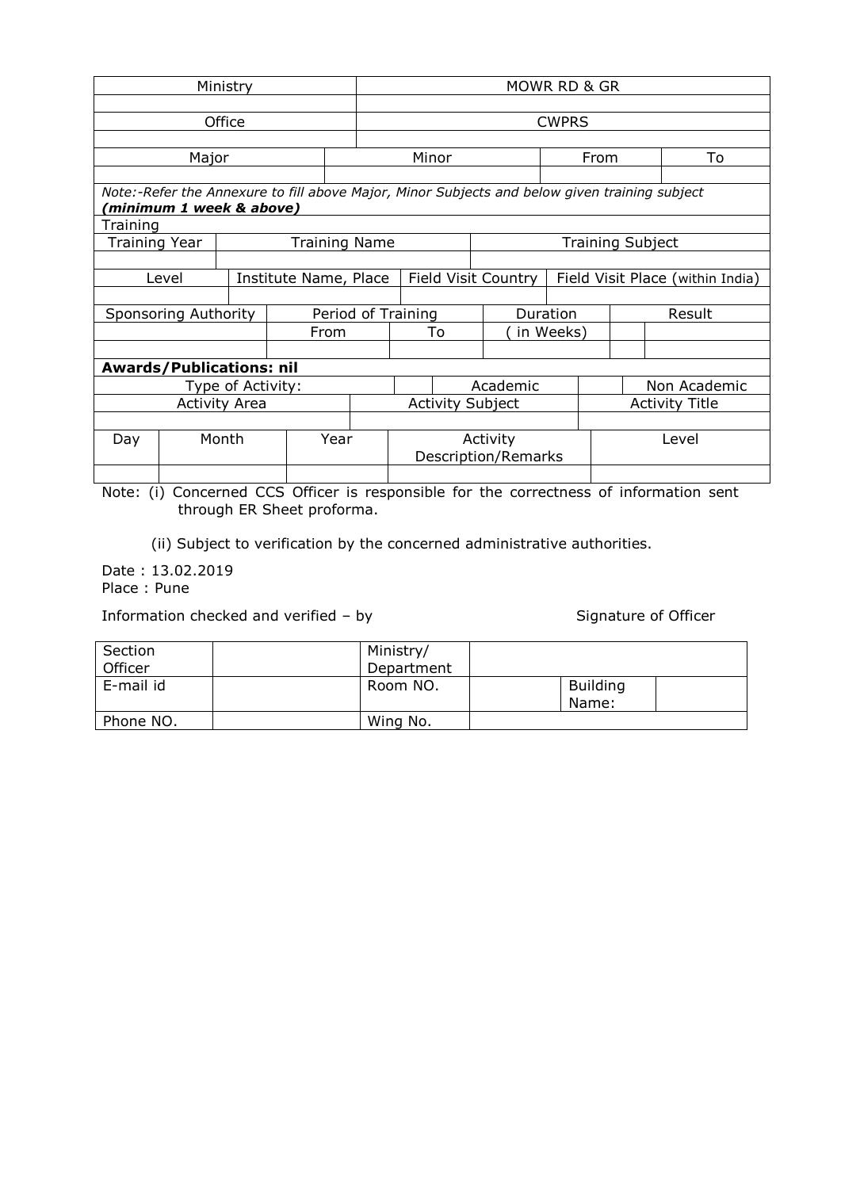| Ministry | MOWR RD & GR |
|---|---|
| | |
| Office | CWPRS |
| | |

| Major | Minor | From | To |
|---|---|---|---|
| | | | |

*Note:-Refer the Annexure to fill above Major, Minor Subjects and below given training subject* ***(minimum 1 week & above)***

Training

| Training Year | Training Name | Training Subject |
|---|---|---|
| | | |

| Level | Institute Name, Place | Field Visit Country | Field Visit Place (within India) |
|---|---|---|---|
| | | | |

| Sponsoring Authority | Period of Training | | Duration | | Result |
|---|---|---|---|---|---|
| | From | To | ( in Weeks) | | |
| | | | | | |

**Awards/Publications: nil**

| Type of Activity: | | Academic | | Non Academic |
|---|---|---|---|---|

| Activity Area | Activity Subject | Activity Title |
|---|---|---|
| | | |

| Day | Month | Year | Activity Description/Remarks | Level |
|---|---|---|---|---|
| | | | | |

Note: (i) Concerned CCS Officer is responsible for the correctness of information sent through ER Sheet proforma.

(ii) Subject to verification by the concerned administrative authorities.

Date : 13.02.2019
Place : Pune

Information checked and verified – by

Signature of Officer

| | | | | | |
|---|---|---|---|---|---|
| Section Officer | | Ministry/ Department | | | |
| E-mail id | | Room NO. | | Building Name: | |
| Phone NO. | | Wing No. | | | |